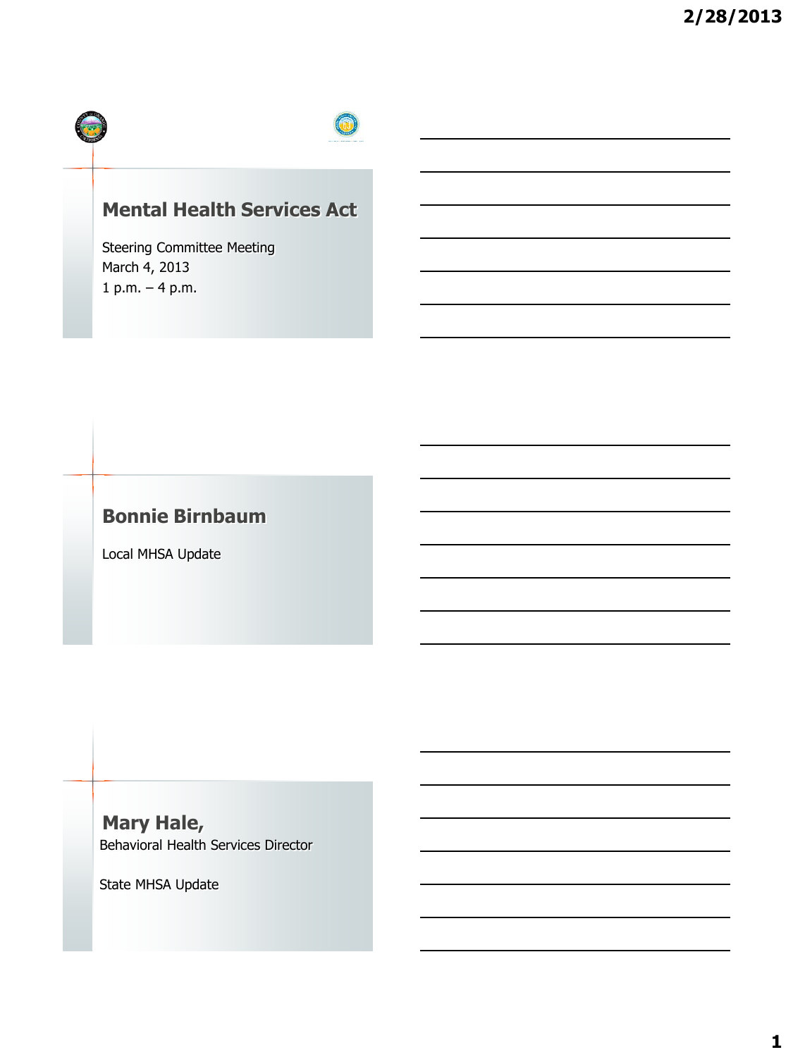# Mental Health Services Act

Steering Committee Meeting
March 4, 2013
1 p.m. – 4 p.m.

## Bonnie Birnbaum

Local MHSA Update

## Mary Hale,

Behavioral Health Services Director

State MHSA Update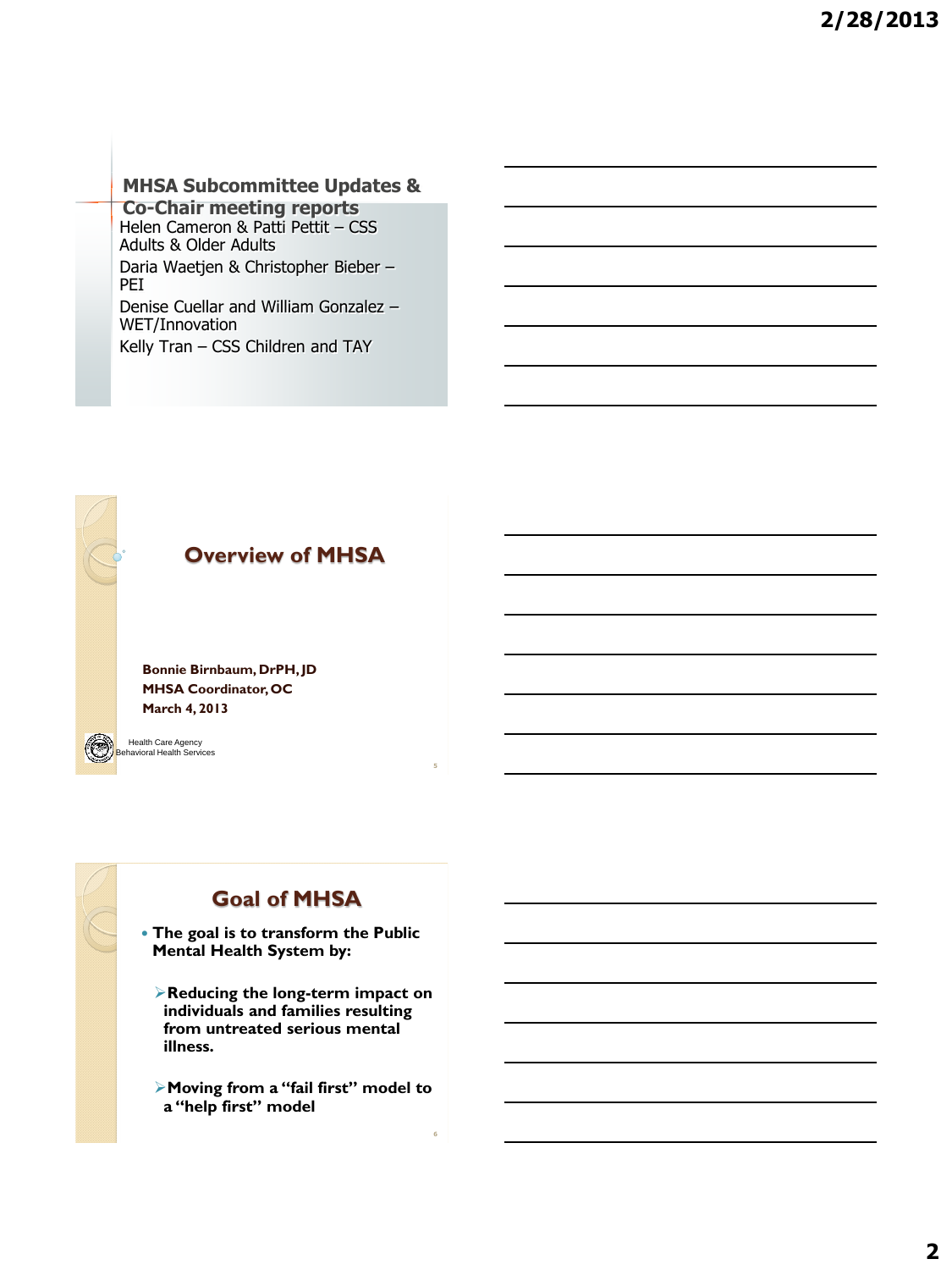## MHSA Subcommittee Updates & Co-Chair meeting reports

Helen Cameron & Patti Pettit – CSS Adults & Older Adults

Daria Waetjen & Christopher Bieber – PEI

Denise Cuellar and William Gonzalez – WET/Innovation

Kelly Tran – CSS Children and TAY

## Overview of MHSA

**Bonnie Birnbaum, DrPH, JD**
**MHSA Coordinator, OC**
**March 4, 2013**

Health Care Agency
Behavioral Health Services

## Goal of MHSA

- **The goal is to transform the Public Mental Health System by:**
  - **Reducing the long-term impact on individuals and families resulting from untreated serious mental illness.**
  - **Moving from a "fail first" model to a "help first" model**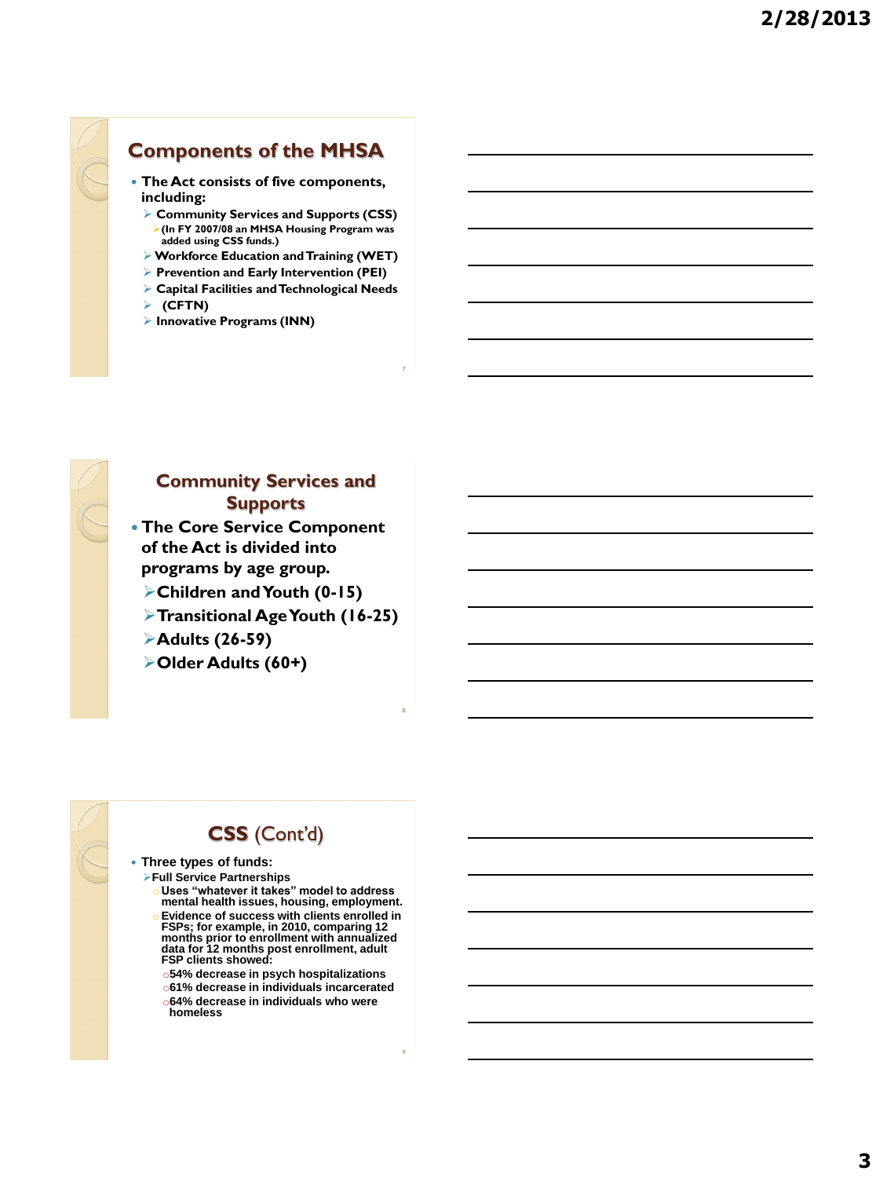## Components of the MHSA

- The Act consists of five components, including:
  - Community Services and Supports (CSS)
    - (In FY 2007/08 an MHSA Housing Program was added using CSS funds.)
  - Workforce Education and Training (WET)
  - Prevention and Early Intervention (PEI)
  - Capital Facilities and Technological Needs
  - (CFTN)
  - Innovative Programs (INN)

## Community Services and Supports

- The Core Service Component of the Act is divided into programs by age group.
  - Children and Youth (0-15)
  - Transitional Age Youth (16-25)
  - Adults (26-59)
  - Older Adults (60+)

## CSS (Cont'd)

- Three types of funds:
  - Full Service Partnerships
    - Uses "whatever it takes" model to address mental health issues, housing, employment.
    - Evidence of success with clients enrolled in FSPs; for example, in 2010, comparing 12 months prior to enrollment with annualized data for 12 months post enrollment, adult FSP clients showed:
      - 54% decrease in psych hospitalizations
      - 61% decrease in individuals incarcerated
      - 64% decrease in individuals who were homeless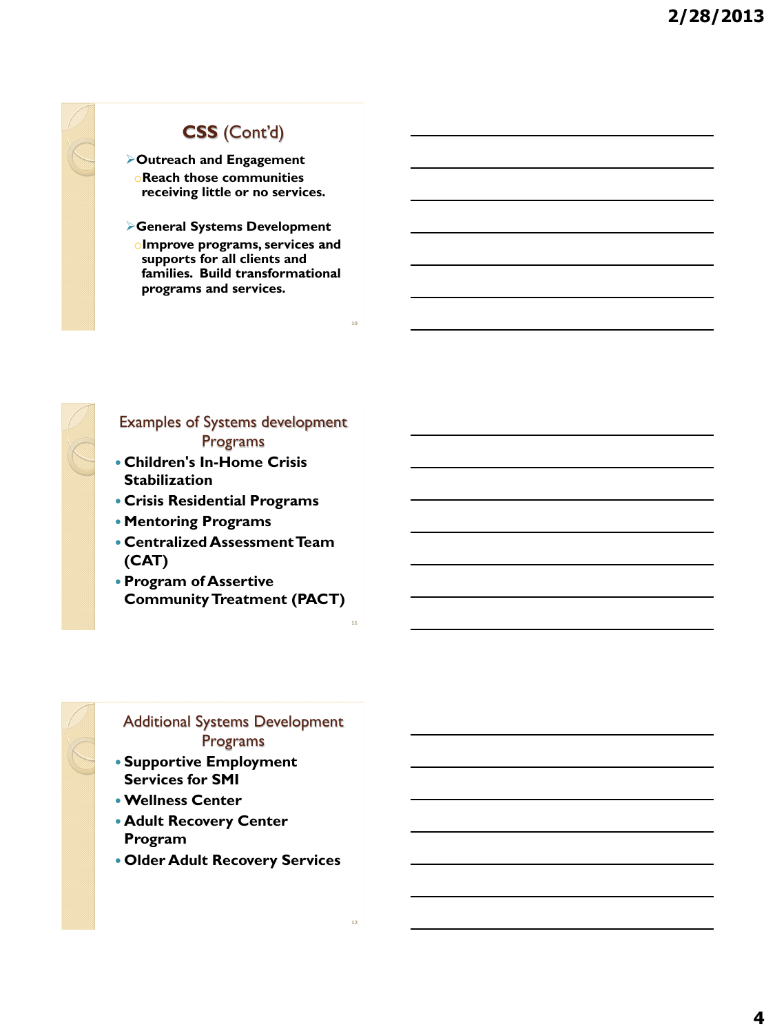## CSS (Cont'd)

- **Outreach and Engagement**
  - **Reach those communities receiving little or no services.**
- **General Systems Development**
  - **Improve programs, services and supports for all clients and families. Build transformational programs and services.**

## Examples of Systems development Programs

- **Children's In-Home Crisis Stabilization**
- **Crisis Residential Programs**
- **Mentoring Programs**
- **Centralized Assessment Team (CAT)**
- **Program of Assertive Community Treatment (PACT)**

## Additional Systems Development Programs

- **Supportive Employment Services for SMI**
- **Wellness Center**
- **Adult Recovery Center Program**
- **Older Adult Recovery Services**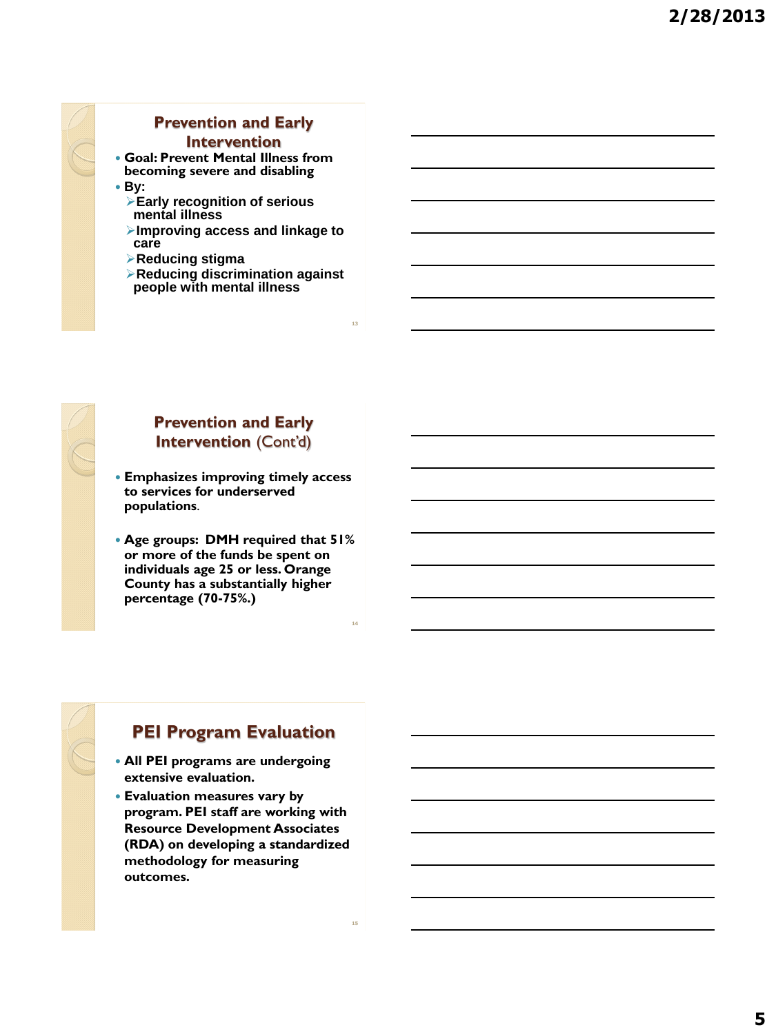## Prevention and Early Intervention

- **Goal: Prevent Mental Illness from becoming severe and disabling**
- **By:**
  - **Early recognition of serious mental illness**
  - **Improving access and linkage to care**
  - **Reducing stigma**
  - **Reducing discrimination against people with mental illness**

## Prevention and Early Intervention (Cont'd)

- **Emphasizes improving timely access to services for underserved populations**.
- **Age groups: DMH required that 51% or more of the funds be spent on individuals age 25 or less. Orange County has a substantially higher percentage (70-75%.)**

## PEI Program Evaluation

- **All PEI programs are undergoing extensive evaluation.**
- **Evaluation measures vary by program. PEI staff are working with Resource Development Associates (RDA) on developing a standardized methodology for measuring outcomes.**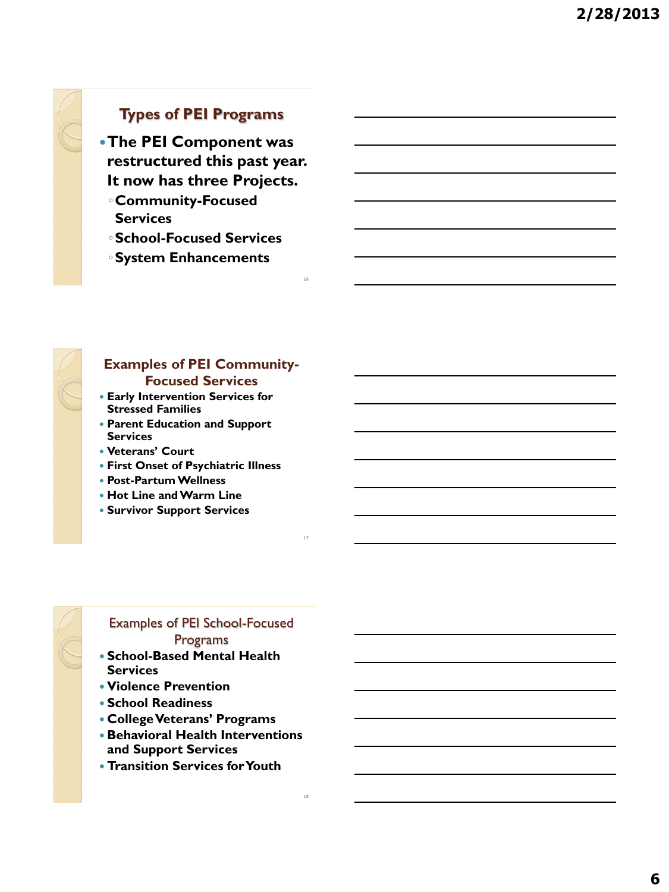## Types of PEI Programs

- **The PEI Component was restructured this past year. It now has three Projects.**
  - **Community-Focused Services**
  - **School-Focused Services**
  - **System Enhancements**

## Examples of PEI Community-Focused Services

- **Early Intervention Services for Stressed Families**
- **Parent Education and Support Services**
- **Veterans' Court**
- **First Onset of Psychiatric Illness**
- **Post-Partum Wellness**
- **Hot Line and Warm Line**
- **Survivor Support Services**

## Examples of PEI School-Focused Programs

- **School-Based Mental Health Services**
- **Violence Prevention**
- **School Readiness**
- **College Veterans' Programs**
- **Behavioral Health Interventions and Support Services**
- **Transition Services for Youth**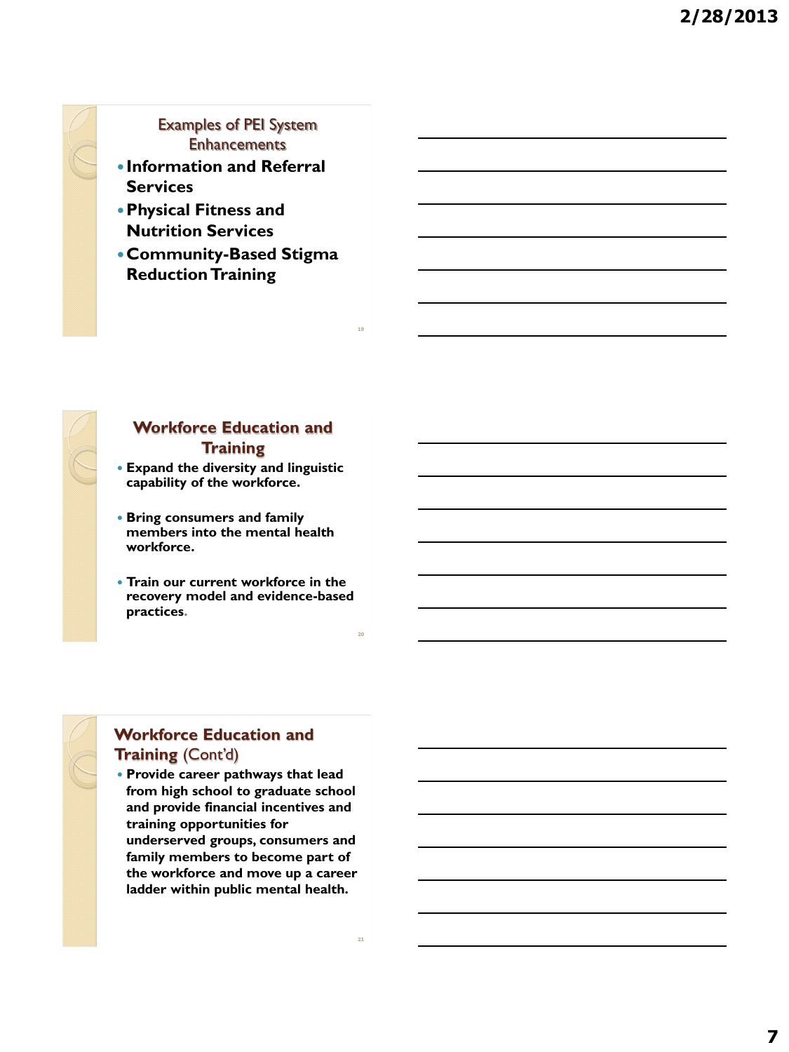## Examples of PEI System Enhancements

- **Information and Referral Services**
- **Physical Fitness and Nutrition Services**
- **Community-Based Stigma Reduction Training**

## Workforce Education and Training

- **Expand the diversity and linguistic capability of the workforce.**
- **Bring consumers and family members into the mental health workforce.**
- **Train our current workforce in the recovery model and evidence-based practices.**

## Workforce Education and Training (Cont'd)

- **Provide career pathways that lead from high school to graduate school and provide financial incentives and training opportunities for underserved groups, consumers and family members to become part of the workforce and move up a career ladder within public mental health.**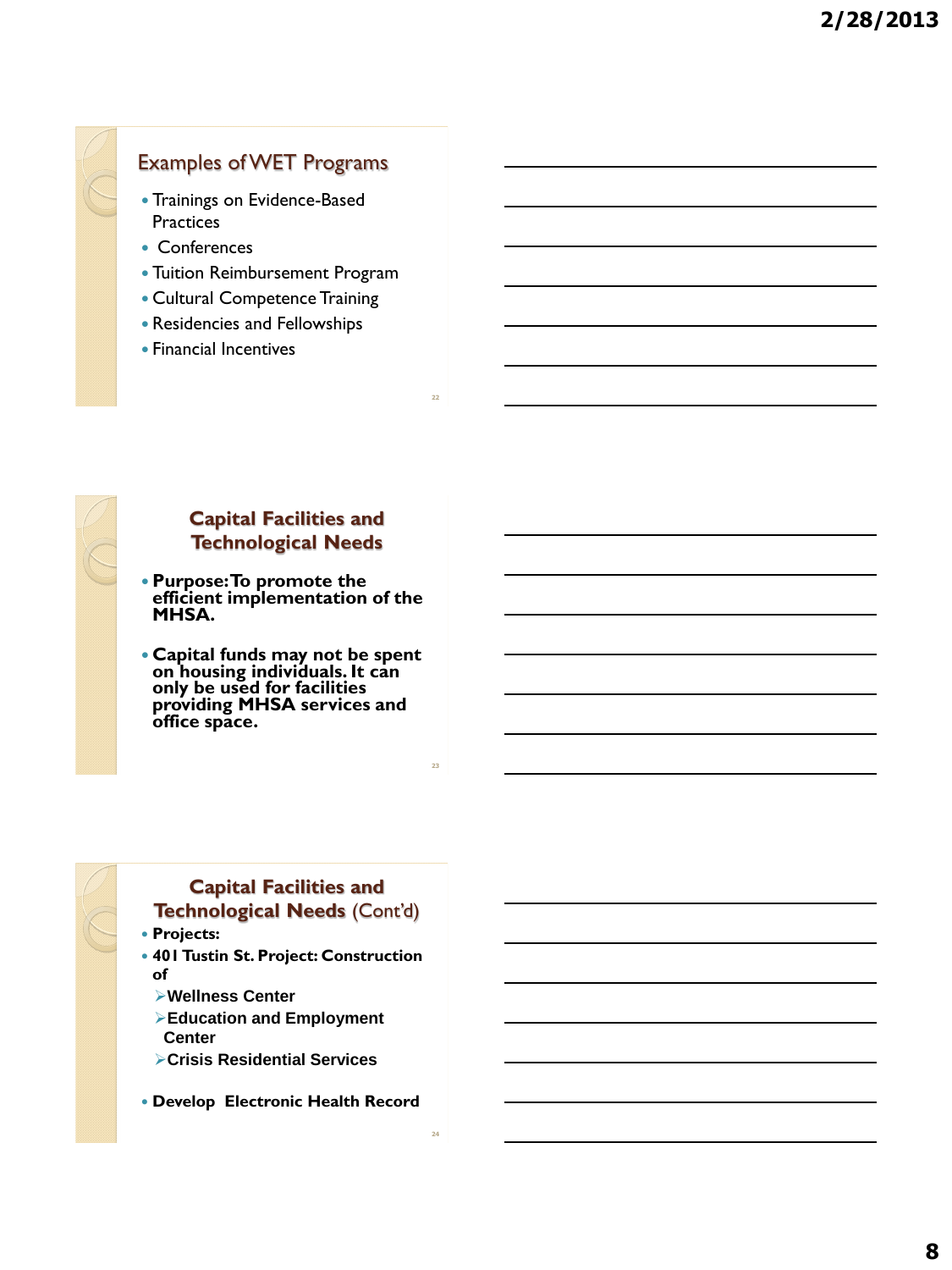## Examples of WET Programs

- Trainings on Evidence-Based Practices
- Conferences
- Tuition Reimbursement Program
- Cultural Competence Training
- Residencies and Fellowships
- Financial Incentives

## Capital Facilities and Technological Needs

- **Purpose: To promote the efficient implementation of the MHSA.**
- **Capital funds may not be spent on housing individuals. It can only be used for facilities providing MHSA services and office space.**

## Capital Facilities and Technological Needs (Cont'd)

- **Projects:**
- **401 Tustin St. Project: Construction of**
  - **Wellness Center**
  - **Education and Employment Center**
  - **Crisis Residential Services**
- **Develop Electronic Health Record**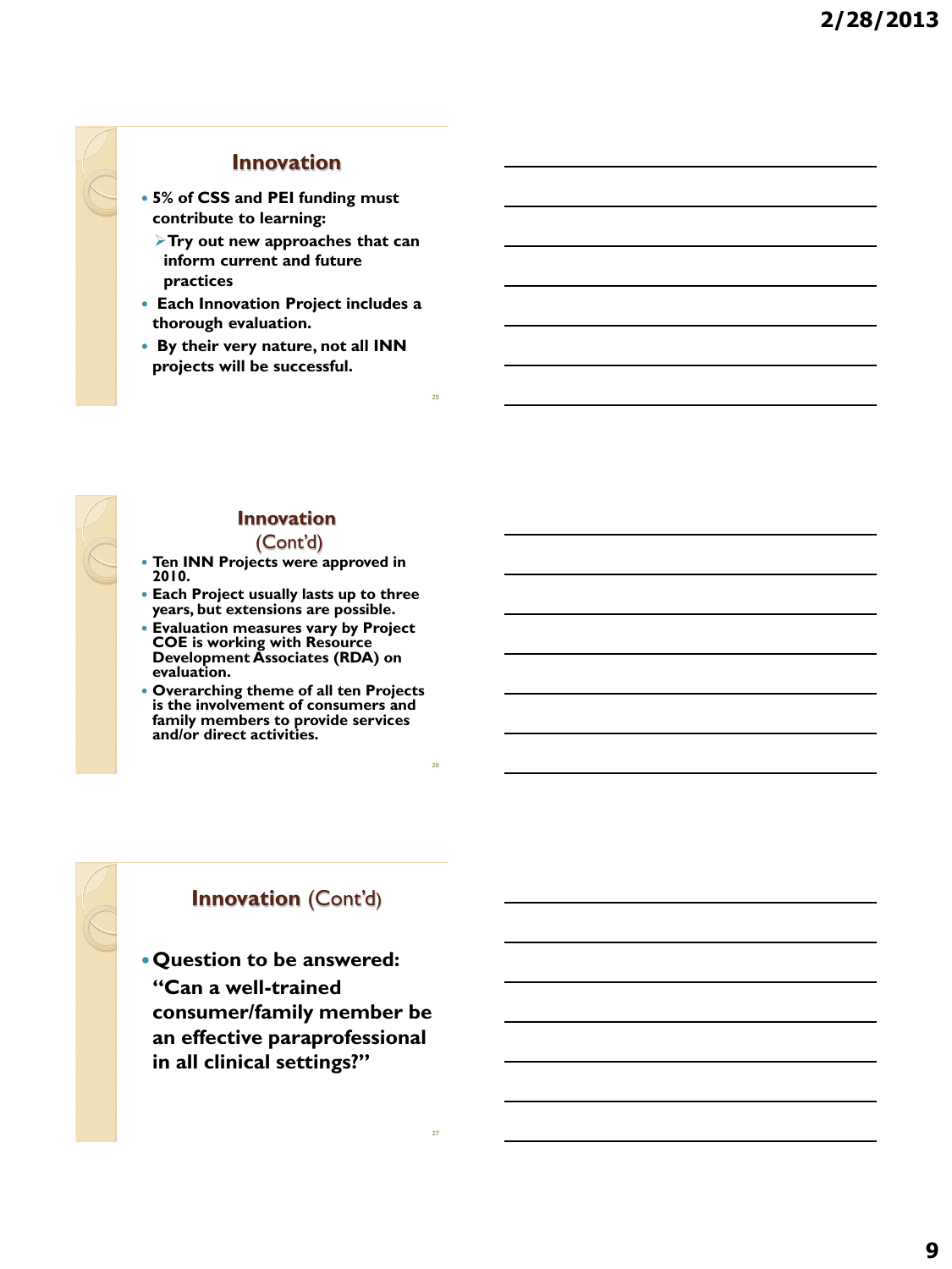## Innovation

- 5% of CSS and PEI funding must contribute to learning:
  - Try out new approaches that can inform current and future practices
- Each Innovation Project includes a thorough evaluation.
- By their very nature, not all INN projects will be successful.

## Innovation (Cont'd)

- Ten INN Projects were approved in 2010.
- Each Project usually lasts up to three years, but extensions are possible.
- Evaluation measures vary by Project COE is working with Resource Development Associates (RDA) on evaluation.
- Overarching theme of all ten Projects is the involvement of consumers and family members to provide services and/or direct activities.

## Innovation (Cont'd)

- Question to be answered: "Can a well-trained consumer/family member be an effective paraprofessional in all clinical settings?"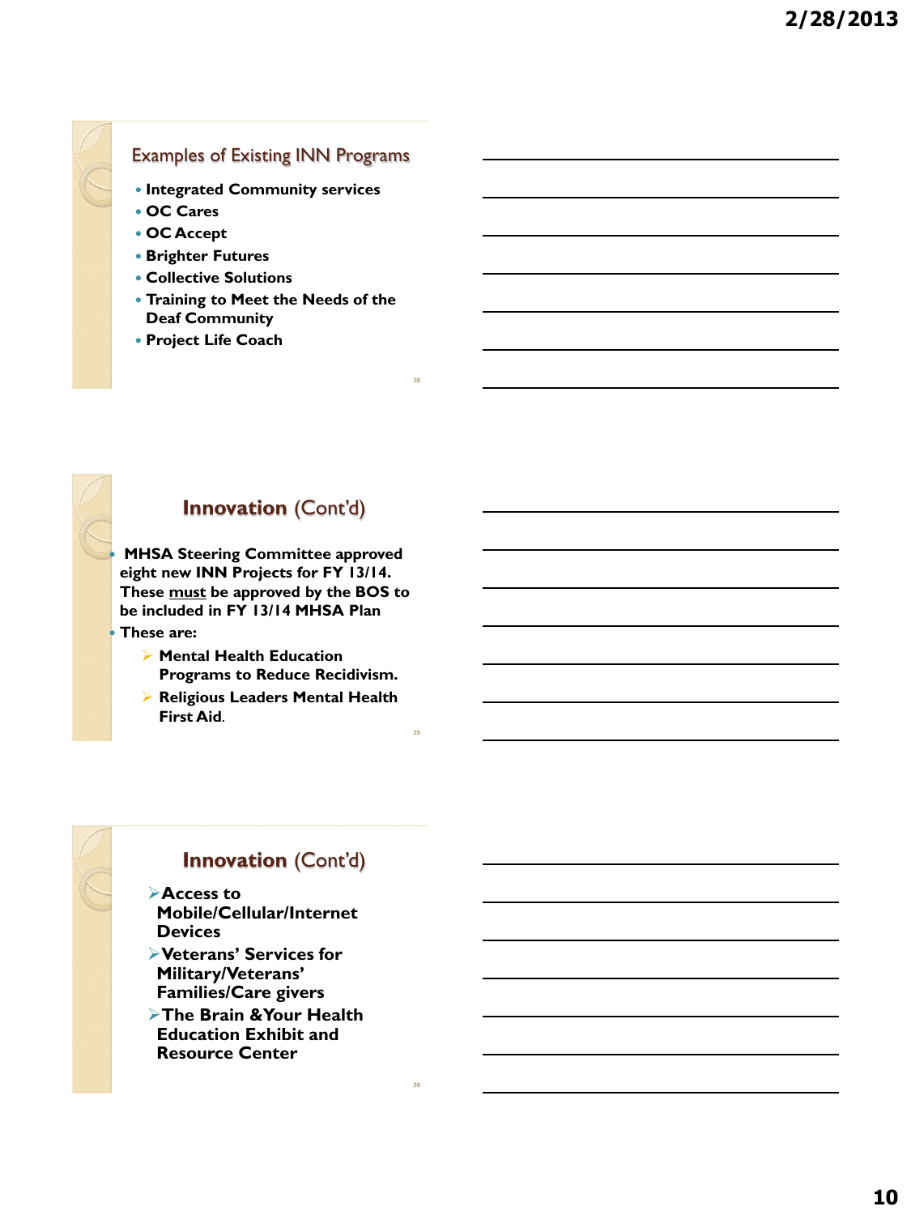## Examples of Existing INN Programs

- **Integrated Community services**
- **OC Cares**
- **OC Accept**
- **Brighter Futures**
- **Collective Solutions**
- **Training to Meet the Needs of the Deaf Community**
- **Project Life Coach**

## Innovation (Cont'd)

- **MHSA Steering Committee approved eight new INN Projects for FY 13/14. These must be approved by the BOS to be included in FY 13/14 MHSA Plan**
- **These are:**
  - **Mental Health Education Programs to Reduce Recidivism.**
  - **Religious Leaders Mental Health First Aid.**

## Innovation (Cont'd)

- **Access to Mobile/Cellular/Internet Devices**
- **Veterans' Services for Military/Veterans' Families/Care givers**
- **The Brain &Your Health Education Exhibit and Resource Center**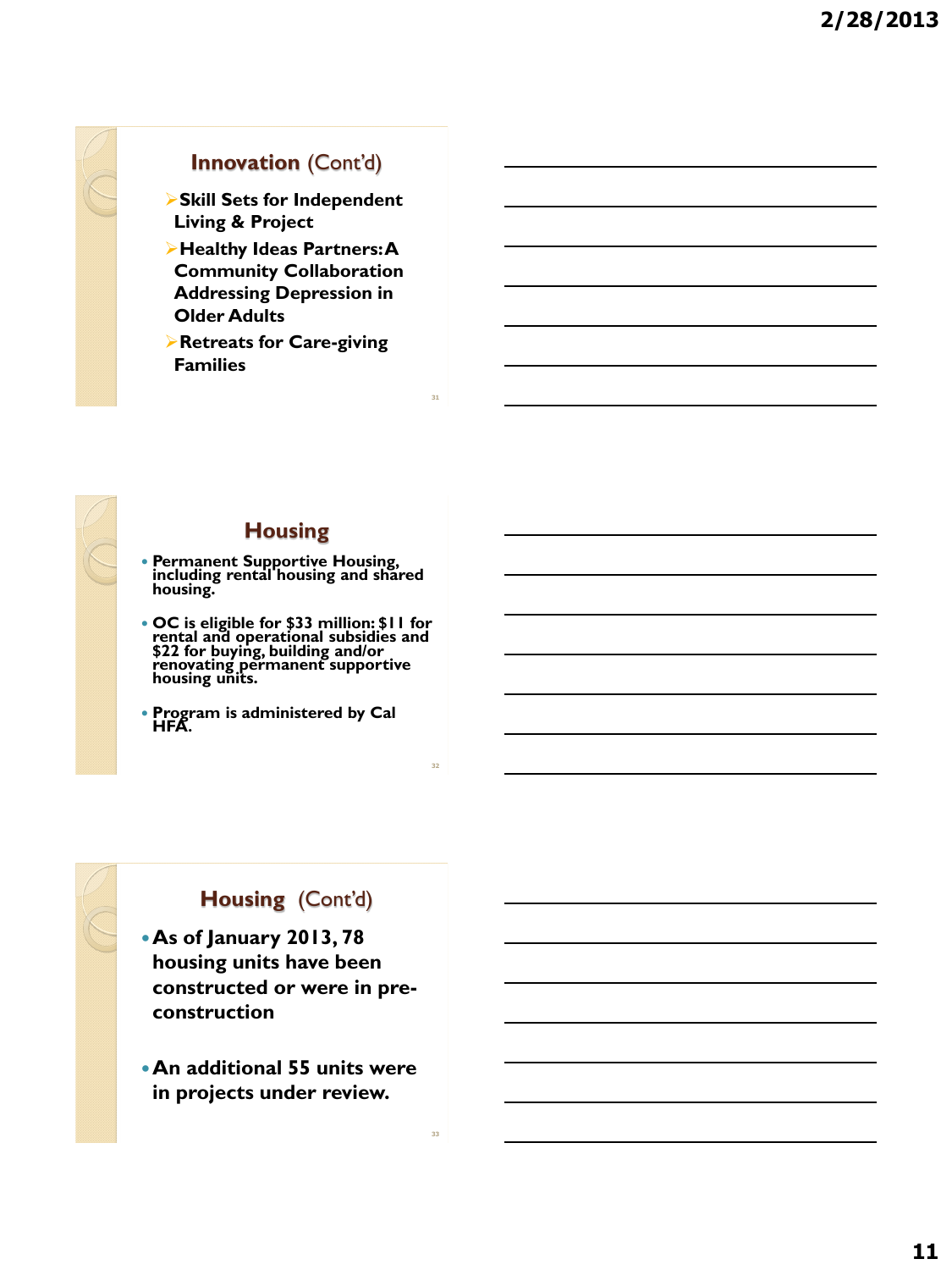## Innovation (Cont'd)

- **Skill Sets for Independent Living & Project**
- **Healthy Ideas Partners: A Community Collaboration Addressing Depression in Older Adults**
- **Retreats for Care-giving Families**

## Housing

- **Permanent Supportive Housing, including rental housing and shared housing.**
- **OC is eligible for $33 million: $11 for rental and operational subsidies and $22 for buying, building and/or renovating permanent supportive housing units.**
- **Program is administered by Cal HFA.**

## Housing (Cont'd)

- **As of January 2013, 78 housing units have been constructed or were in pre-construction**
- **An additional 55 units were in projects under review.**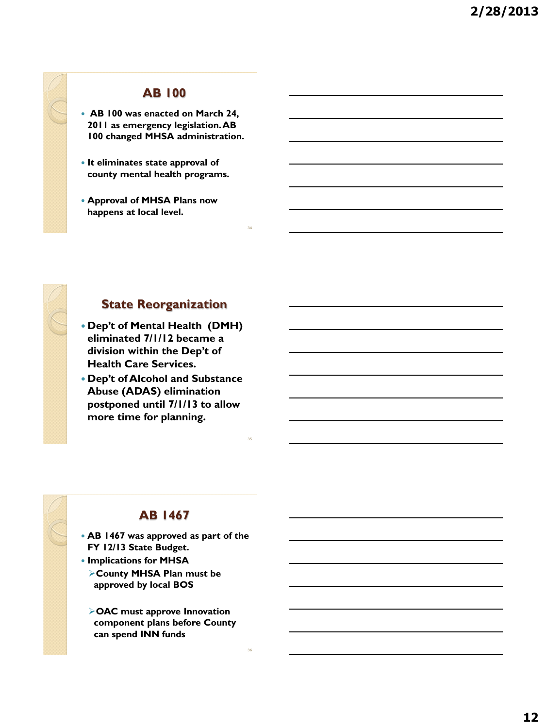## AB 100

- AB 100 was enacted on March 24, 2011 as emergency legislation. AB 100 changed MHSA administration.
- It eliminates state approval of county mental health programs.
- Approval of MHSA Plans now happens at local level.

## State Reorganization

- Dep't of Mental Health (DMH) eliminated 7/1/12 became a division within the Dep't of Health Care Services.
- Dep't of Alcohol and Substance Abuse (ADAS) elimination postponed until 7/1/13 to allow more time for planning.

## AB 1467

- AB 1467 was approved as part of the FY 12/13 State Budget.
- Implications for MHSA
  - County MHSA Plan must be approved by local BOS
  - OAC must approve Innovation component plans before County can spend INN funds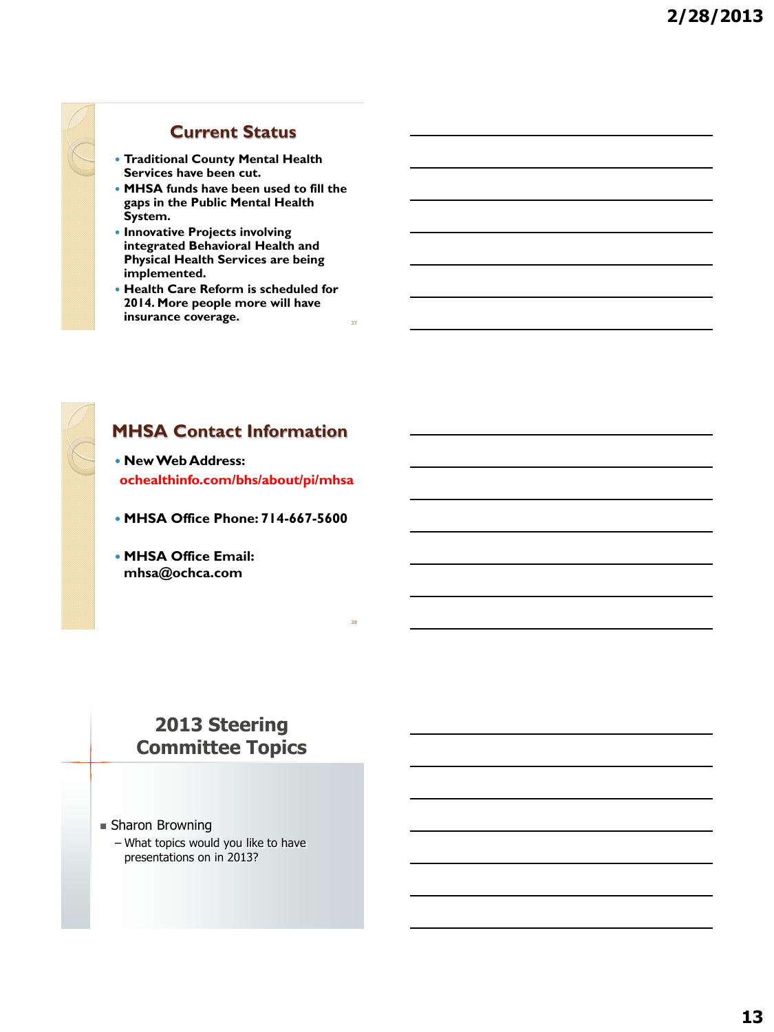## Current Status

- Traditional County Mental Health Services have been cut.
- MHSA funds have been used to fill the gaps in the Public Mental Health System.
- Innovative Projects involving integrated Behavioral Health and Physical Health Services are being implemented.
- Health Care Reform is scheduled for 2014. More people more will have insurance coverage.

## MHSA Contact Information

- New Web Address: ochealthinfo.com/bhs/about/pi/mhsa
- MHSA Office Phone: 714-667-5600
- MHSA Office Email: mhsa@ochca.com

## 2013 Steering Committee Topics

- Sharon Browning
  - What topics would you like to have presentations on in 2013?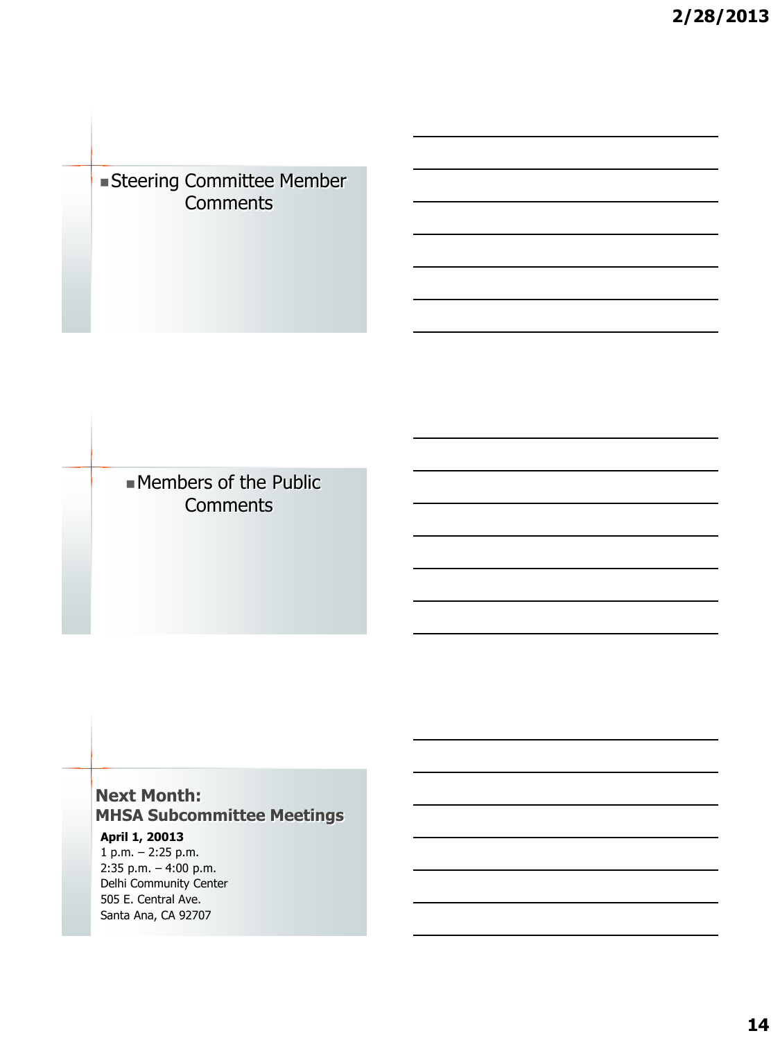- Steering Committee Member Comments

- Members of the Public Comments

**Next Month:**
**MHSA Subcommittee Meetings**

**April 1, 20013**
1 p.m. – 2:25 p.m.
2:35 p.m. – 4:00 p.m.
Delhi Community Center
505 E. Central Ave.
Santa Ana, CA 92707